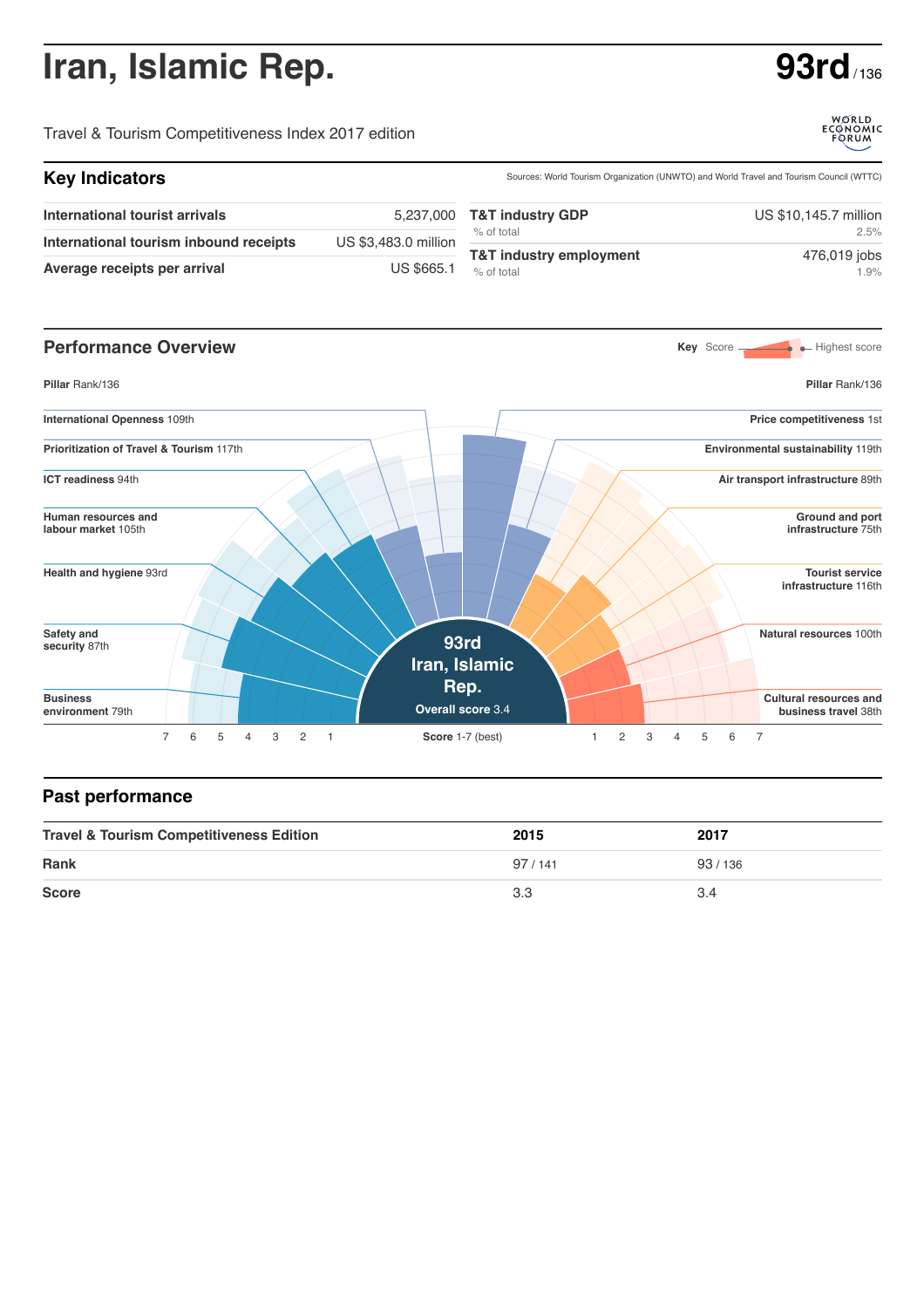# Iran, Islamic Rep.

**93rd** / 136

Travel & Tourism Competitiveness Index 2017 edition

## Key Indicators

Sources: World Tourism Organization (UNWTO) and World Travel and Tourism Council (WTTC)

| | |
|---|---|
| **International tourist arrivals** | 5,237,000 |
| **International tourism inbound receipts** | US $3,483.0 million |
| **Average receipts per arrival** | US $665.1 |

| | |
|---|---|
| **T&T industry GDP** | US $10,145.7 million |
| % of total | 2.5% |
| **T&T industry employment** | 476,019 jobs |
| % of total | 1.9% |

## Performance Overview

Key: Score — Highest score

| Pillar | Rank/136 |
|---|---|
| International Openness | 109th |
| Prioritization of Travel & Tourism | 117th |
| ICT readiness | 94th |
| Human resources and labour market | 105th |
| Health and hygiene | 93rd |
| Safety and security | 87th |
| Business environment | 79th |
| Price competitiveness | 1st |
| Environmental sustainability | 119th |
| Air transport infrastructure | 89th |
| Ground and port infrastructure | 75th |
| Tourist service infrastructure | 116th |
| Natural resources | 100th |
| Cultural resources and business travel | 38th |

93rd Iran, Islamic Rep. Overall score 3.4

Score 1-7 (best)

## Past performance

| Travel & Tourism Competitiveness Edition | 2015 | 2017 |
|---|---|---|
| Rank | 97 / 141 | 93 / 136 |
| Score | 3.3 | 3.4 |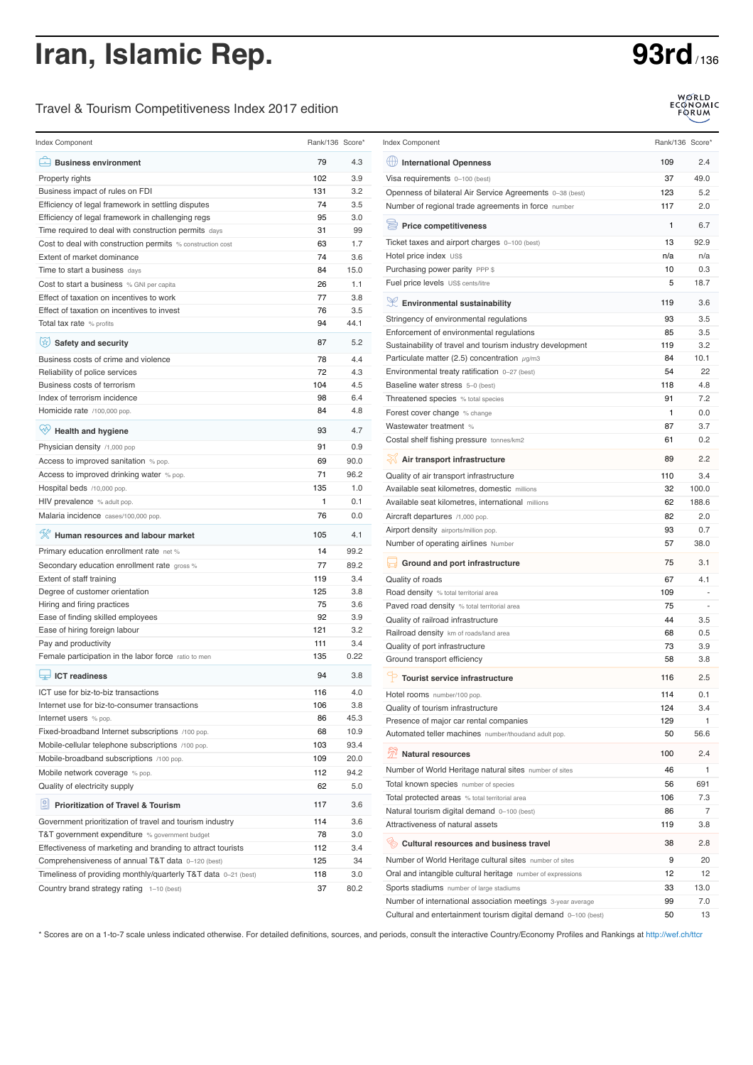# Iran, Islamic Rep.

**93rd** / 136

## Travel & Tourism Competitiveness Index 2017 edition

WORLD ECONOMIC FORUM

| Index Component | Rank/136 | Score* |
| --- | --- | --- |
| **Business environment** | 79 | 4.3 |
| Property rights | 102 | 3.9 |
| Business impact of rules on FDI | 131 | 3.2 |
| Efficiency of legal framework in settling disputes | 74 | 3.5 |
| Efficiency of legal framework in challenging regs | 95 | 3.0 |
| Time required to deal with construction permits days | 31 | 99 |
| Cost to deal with construction permits % construction cost | 63 | 1.7 |
| Extent of market dominance | 74 | 3.6 |
| Time to start a business days | 84 | 15.0 |
| Cost to start a business % GNI per capita | 26 | 1.1 |
| Effect of taxation on incentives to work | 77 | 3.8 |
| Effect of taxation on incentives to invest | 76 | 3.5 |
| Total tax rate % profits | 94 | 44.1 |
| **Safety and security** | 87 | 5.2 |
| Business costs of crime and violence | 78 | 4.4 |
| Reliability of police services | 72 | 4.3 |
| Business costs of terrorism | 104 | 4.5 |
| Index of terrorism incidence | 98 | 6.4 |
| Homicide rate /100,000 pop. | 84 | 4.8 |
| **Health and hygiene** | 93 | 4.7 |
| Physician density /1,000 pop | 91 | 0.9 |
| Access to improved sanitation % pop. | 69 | 90.0 |
| Access to improved drinking water % pop. | 71 | 96.2 |
| Hospital beds /10,000 pop. | 135 | 1.0 |
| HIV prevalence % adult pop. | 1 | 0.1 |
| Malaria incidence cases/100,000 pop. | 76 | 0.0 |
| **Human resources and labour market** | 105 | 4.1 |
| Primary education enrollment rate net % | 14 | 99.2 |
| Secondary education enrollment rate gross % | 77 | 89.2 |
| Extent of staff training | 119 | 3.4 |
| Degree of customer orientation | 125 | 3.8 |
| Hiring and firing practices | 75 | 3.6 |
| Ease of finding skilled employees | 92 | 3.9 |
| Ease of hiring foreign labour | 121 | 3.2 |
| Pay and productivity | 111 | 3.4 |
| Female participation in the labor force ratio to men | 135 | 0.22 |
| **ICT readiness** | 94 | 3.8 |
| ICT use for biz-to-biz transactions | 116 | 4.0 |
| Internet use for biz-to-consumer transactions | 106 | 3.8 |
| Internet users % pop. | 86 | 45.3 |
| Fixed-broadband Internet subscriptions /100 pop. | 68 | 10.9 |
| Mobile-cellular telephone subscriptions /100 pop. | 103 | 93.4 |
| Mobile-broadband subscriptions /100 pop. | 109 | 20.0 |
| Mobile network coverage % pop. | 112 | 94.2 |
| Quality of electricity supply | 62 | 5.0 |
| **Prioritization of Travel & Tourism** | 117 | 3.6 |
| Government prioritization of travel and tourism industry | 114 | 3.6 |
| T&T government expenditure % government budget | 78 | 3.0 |
| Effectiveness of marketing and branding to attract tourists | 112 | 3.4 |
| Comprehensiveness of annual T&T data 0–120 (best) | 125 | 34 |
| Timeliness of providing monthly/quarterly T&T data 0–21 (best) | 118 | 3.0 |
| Country brand strategy rating 1–10 (best) | 37 | 80.2 |

| Index Component | Rank/136 | Score* |
| --- | --- | --- |
| **International Openness** | 109 | 2.4 |
| Visa requirements 0–100 (best) | 37 | 49.0 |
| Openness of bilateral Air Service Agreements 0–38 (best) | 123 | 5.2 |
| Number of regional trade agreements in force number | 117 | 2.0 |
| **Price competitiveness** | 1 | 6.7 |
| Ticket taxes and airport charges 0–100 (best) | 13 | 92.9 |
| Hotel price index US$ | n/a | n/a |
| Purchasing power parity PPP $ | 10 | 0.3 |
| Fuel price levels US$ cents/litre | 5 | 18.7 |
| **Environmental sustainability** | 119 | 3.6 |
| Stringency of environmental regulations | 93 | 3.5 |
| Enforcement of environmental regulations | 85 | 3.5 |
| Sustainability of travel and tourism industry development | 119 | 3.2 |
| Particulate matter (2.5) concentration µg/m3 | 84 | 10.1 |
| Environmental treaty ratification 0–27 (best) | 54 | 22 |
| Baseline water stress 5–0 (best) | 118 | 4.8 |
| Threatened species % total species | 91 | 7.2 |
| Forest cover change % change | 1 | 0.0 |
| Wastewater treatment % | 87 | 3.7 |
| Costal shelf fishing pressure tonnes/km2 | 61 | 0.2 |
| **Air transport infrastructure** | 89 | 2.2 |
| Quality of air transport infrastructure | 110 | 3.4 |
| Available seat kilometres, domestic millions | 32 | 100.0 |
| Available seat kilometres, international millions | 62 | 188.6 |
| Aircraft departures /1,000 pop. | 82 | 2.0 |
| Airport density airports/million pop. | 93 | 0.7 |
| Number of operating airlines Number | 57 | 38.0 |
| **Ground and port infrastructure** | 75 | 3.1 |
| Quality of roads | 67 | 4.1 |
| Road density % total territorial area | 109 | - |
| Paved road density % total territorial area | 75 | - |
| Quality of railroad infrastructure | 44 | 3.5 |
| Railroad density km of roads/land area | 68 | 0.5 |
| Quality of port infrastructure | 73 | 3.9 |
| Ground transport efficiency | 58 | 3.8 |
| **Tourist service infrastructure** | 116 | 2.5 |
| Hotel rooms number/100 pop. | 114 | 0.1 |
| Quality of tourism infrastructure | 124 | 3.4 |
| Presence of major car rental companies | 129 | 1 |
| Automated teller machines number/thousand adult pop. | 50 | 56.6 |
| **Natural resources** | 100 | 2.4 |
| Number of World Heritage natural sites number of sites | 46 | 1 |
| Total known species number of species | 56 | 691 |
| Total protected areas % total territorial area | 106 | 7.3 |
| Natural tourism digital demand 0–100 (best) | 86 | 7 |
| Attractiveness of natural assets | 119 | 3.8 |
| **Cultural resources and business travel** | 38 | 2.8 |
| Number of World Heritage cultural sites number of sites | 9 | 20 |
| Oral and intangible cultural heritage number of expressions | 12 | 12 |
| Sports stadiums number of large stadiums | 33 | 13.0 |
| Number of international association meetings 3-year average | 99 | 7.0 |
| Cultural and entertainment tourism digital demand 0–100 (best) | 50 | 13 |

\* Scores are on a 1-to-7 scale unless indicated otherwise. For detailed definitions, sources, and periods, consult the interactive Country/Economy Profiles and Rankings at http://wef.ch/ttcr